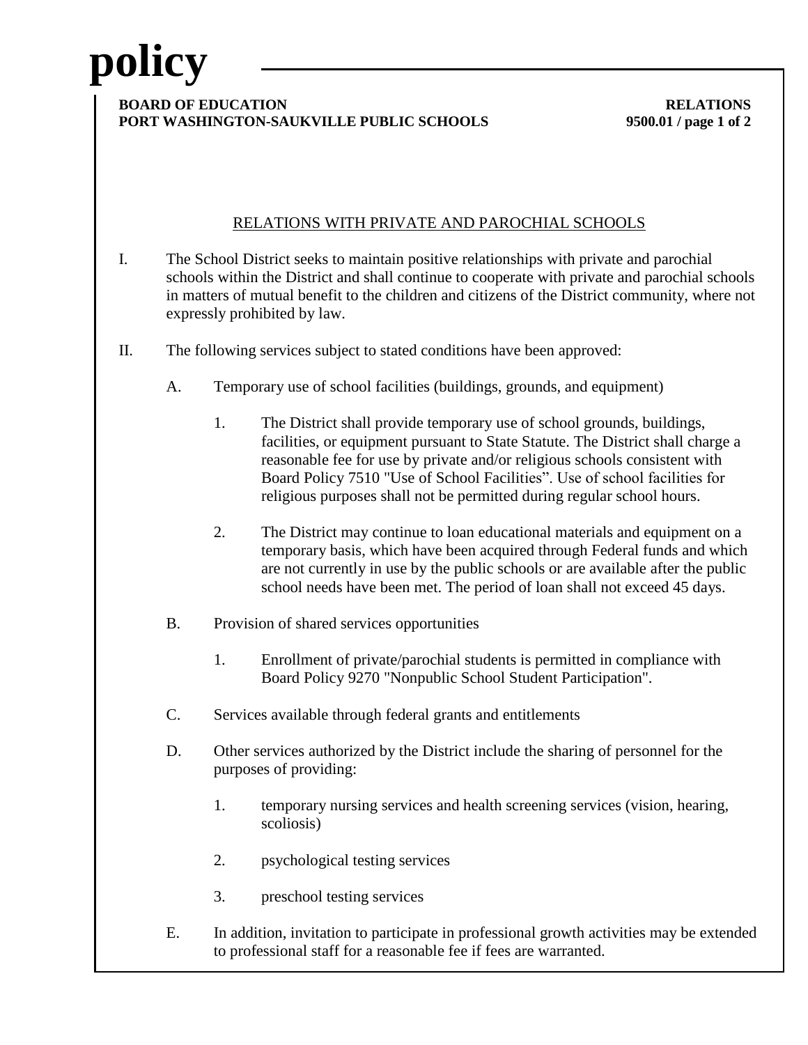# RELATIONS WITH PRIVATE AND PAROCHIAL SCHOOLS

I. The School District seeks to maintain positive relationships with private and parochial schools within the District and shall continue to cooperate with private and parochial schools in matters of mutual benefit to the children and citizens of the District community, where not expressly prohibited by law.

II. The following services subject to stated conditions have been approved:

   A. Temporary use of school facilities (buildings, grounds, and equipment)

      1. The District shall provide temporary use of school grounds, buildings, facilities, or equipment pursuant to State Statute. The District shall charge a reasonable fee for use by private and/or religious schools consistent with Board Policy 7510 "Use of School Facilities". Use of school facilities for religious purposes shall not be permitted during regular school hours.

      2. The District may continue to loan educational materials and equipment on a temporary basis, which have been acquired through Federal funds and which are not currently in use by the public schools or are available after the public school needs have been met. The period of loan shall not exceed 45 days.

   B. Provision of shared services opportunities

      1. Enrollment of private/parochial students is permitted in compliance with Board Policy 9270 "Nonpublic School Student Participation".

   C. Services available through federal grants and entitlements

   D. Other services authorized by the District include the sharing of personnel for the purposes of providing:

      1. temporary nursing services and health screening services (vision, hearing, scoliosis)

      2. psychological testing services

      3. preschool testing services

   E. In addition, invitation to participate in professional growth activities may be extended to professional staff for a reasonable fee if fees are warranted.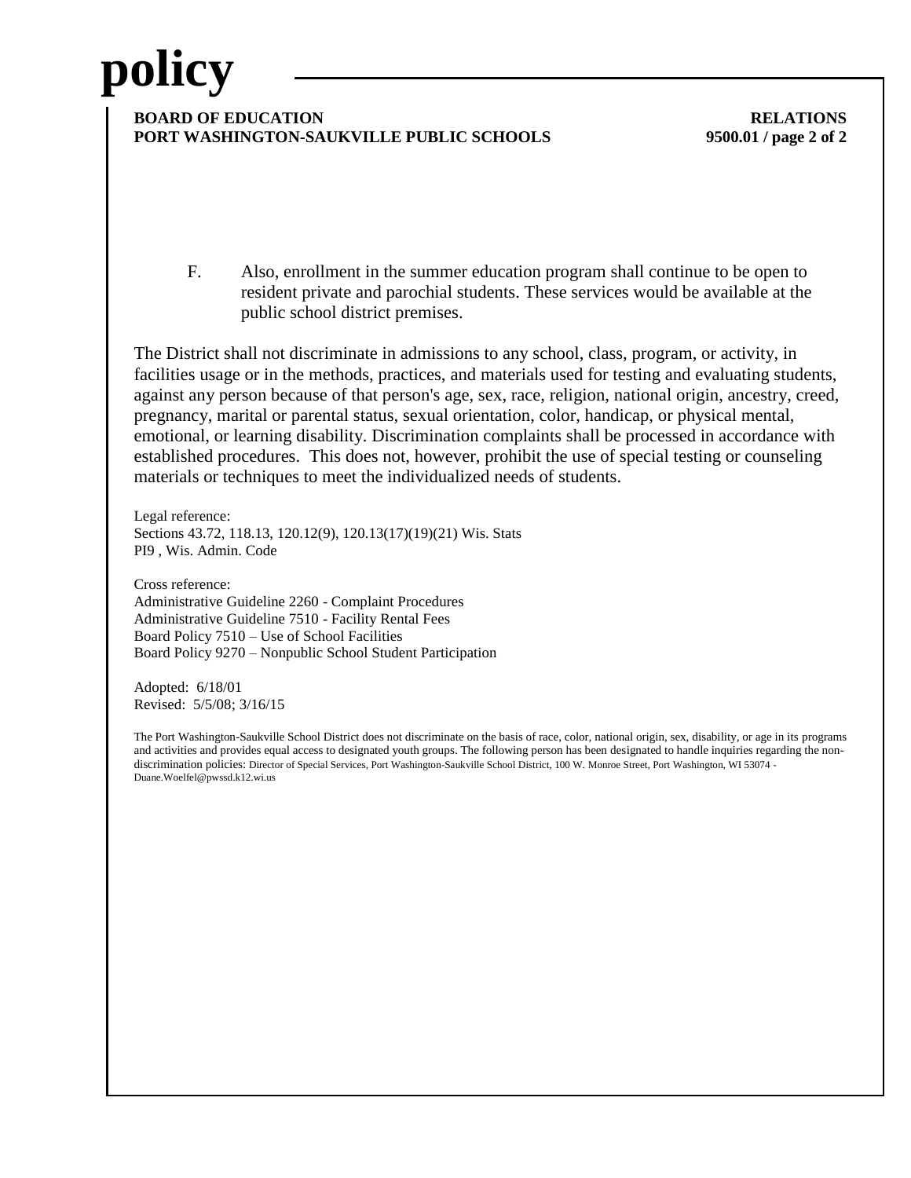F. Also, enrollment in the summer education program shall continue to be open to resident private and parochial students. These services would be available at the public school district premises.

The District shall not discriminate in admissions to any school, class, program, or activity, in facilities usage or in the methods, practices, and materials used for testing and evaluating students, against any person because of that person's age, sex, race, religion, national origin, ancestry, creed, pregnancy, marital or parental status, sexual orientation, color, handicap, or physical mental, emotional, or learning disability. Discrimination complaints shall be processed in accordance with established procedures. This does not, however, prohibit the use of special testing or counseling materials or techniques to meet the individualized needs of students.

Legal reference:
Sections 43.72, 118.13, 120.12(9), 120.13(17)(19)(21) Wis. Stats
PI9 , Wis. Admin. Code

Cross reference:
Administrative Guideline 2260 - Complaint Procedures
Administrative Guideline 7510 - Facility Rental Fees
Board Policy 7510 – Use of School Facilities
Board Policy 9270 – Nonpublic School Student Participation

Adopted: 6/18/01
Revised: 5/5/08; 3/16/15

The Port Washington-Saukville School District does not discriminate on the basis of race, color, national origin, sex, disability, or age in its programs and activities and provides equal access to designated youth groups. The following person has been designated to handle inquiries regarding the non-discrimination policies: Director of Special Services, Port Washington-Saukville School District, 100 W. Monroe Street, Port Washington, WI 53074 - Duane.Woelfel@pwssd.k12.wi.us